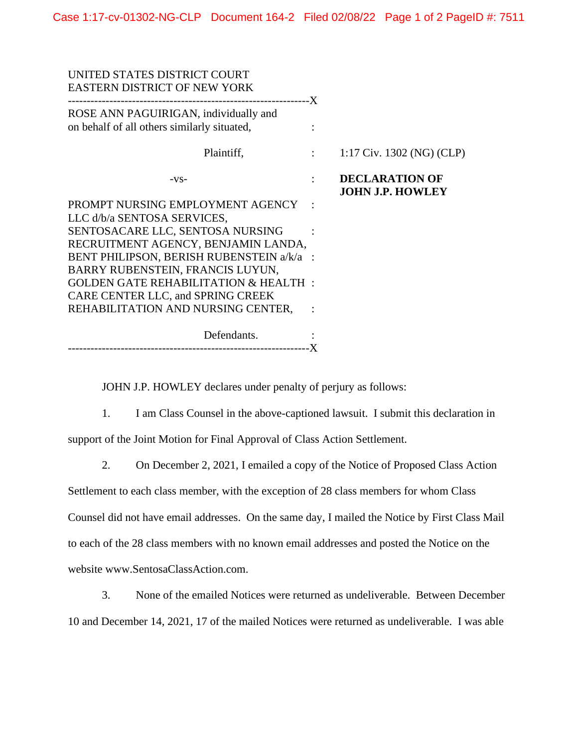UNITED STATES DISTRICT COURT
EASTERN DISTRICT OF NEW YORK

| | | |
|---|---|---|
| ROSE ANN PAGUIRIGAN, individually and on behalf of all others similarly situated, | : | |
| Plaintiff, | : | 1:17 Civ. 1302 (NG) (CLP) |
| -vs- | : | **DECLARATION OF JOHN J.P. HOWLEY** |
| PROMPT NURSING EMPLOYMENT AGENCY LLC d/b/a SENTOSA SERVICES, SENTOSACARE LLC, SENTOSA NURSING RECRUITMENT AGENCY, BENJAMIN LANDA, BENT PHILIPSON, BERISH RUBENSTEIN a/k/a BARRY RUBENSTEIN, FRANCIS LUYUN, GOLDEN GATE REHABILITATION & HEALTH CARE CENTER LLC, and SPRING CREEK REHABILITATION AND NURSING CENTER, | : | |
| Defendants. | : | |

JOHN J.P. HOWLEY declares under penalty of perjury as follows:

1. I am Class Counsel in the above-captioned lawsuit. I submit this declaration in support of the Joint Motion for Final Approval of Class Action Settlement.

2. On December 2, 2021, I emailed a copy of the Notice of Proposed Class Action Settlement to each class member, with the exception of 28 class members for whom Class Counsel did not have email addresses. On the same day, I mailed the Notice by First Class Mail to each of the 28 class members with no known email addresses and posted the Notice on the website www.SentosaClassAction.com.

3. None of the emailed Notices were returned as undeliverable. Between December 10 and December 14, 2021, 17 of the mailed Notices were returned as undeliverable. I was able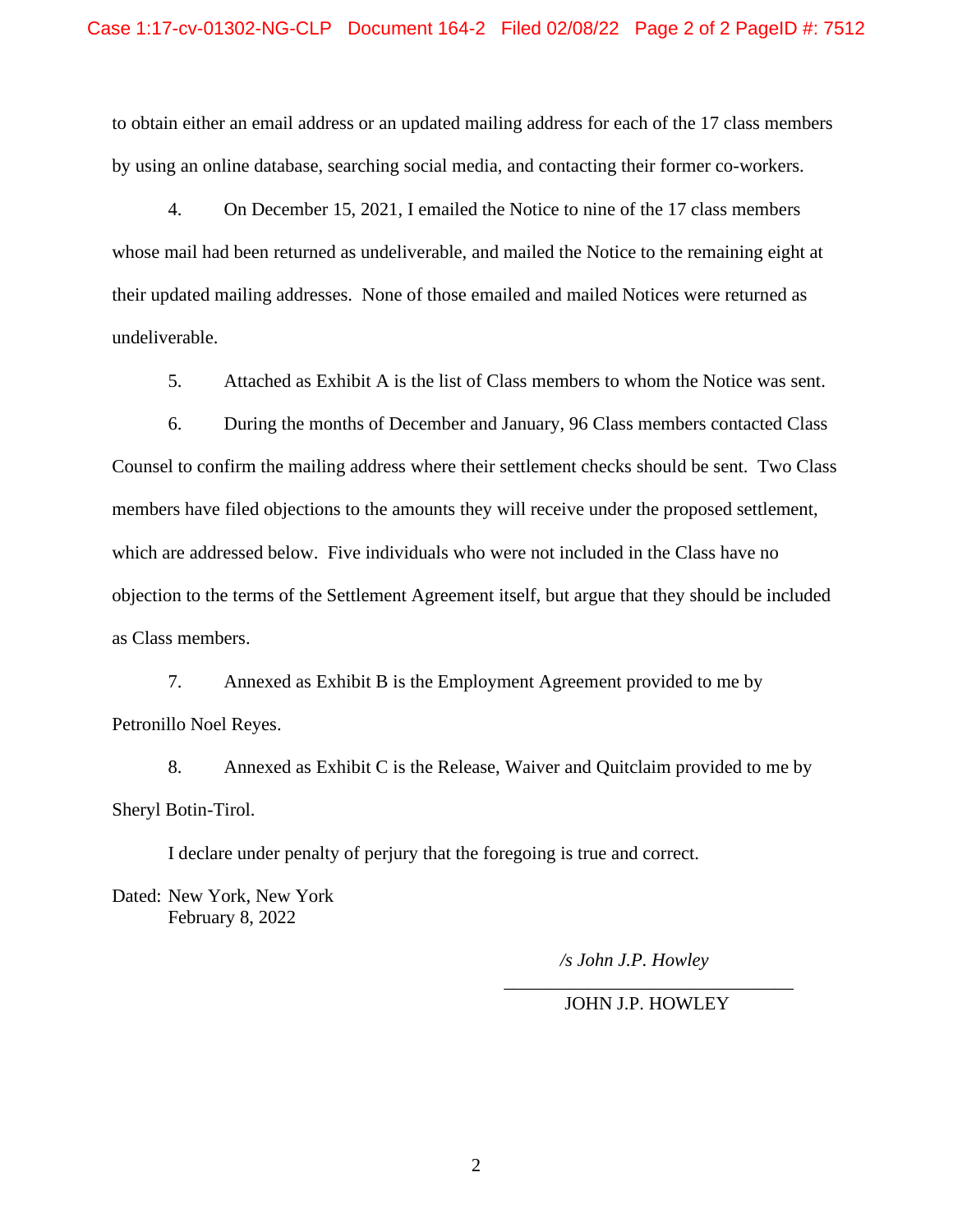to obtain either an email address or an updated mailing address for each of the 17 class members by using an online database, searching social media, and contacting their former co-workers.

4. On December 15, 2021, I emailed the Notice to nine of the 17 class members whose mail had been returned as undeliverable, and mailed the Notice to the remaining eight at their updated mailing addresses. None of those emailed and mailed Notices were returned as undeliverable.

5. Attached as Exhibit A is the list of Class members to whom the Notice was sent.

6. During the months of December and January, 96 Class members contacted Class Counsel to confirm the mailing address where their settlement checks should be sent. Two Class members have filed objections to the amounts they will receive under the proposed settlement, which are addressed below. Five individuals who were not included in the Class have no objection to the terms of the Settlement Agreement itself, but argue that they should be included as Class members.

7. Annexed as Exhibit B is the Employment Agreement provided to me by Petronillo Noel Reyes.

8. Annexed as Exhibit C is the Release, Waiver and Quitclaim provided to me by Sheryl Botin-Tirol.

I declare under penalty of perjury that the foregoing is true and correct.

Dated: New York, New York
February 8, 2022

*/s John J.P. Howley*

JOHN J.P. HOWLEY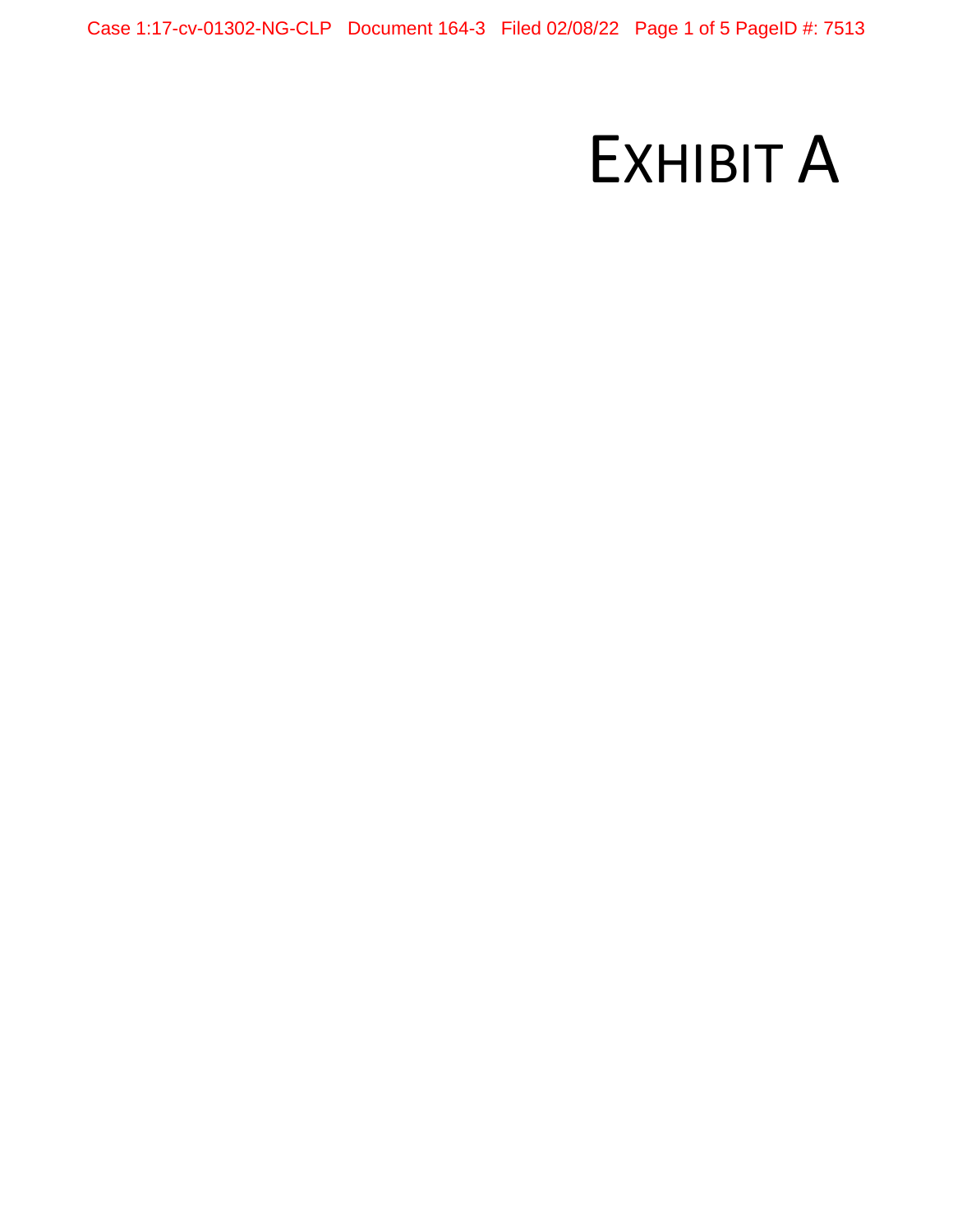# EXHIBIT A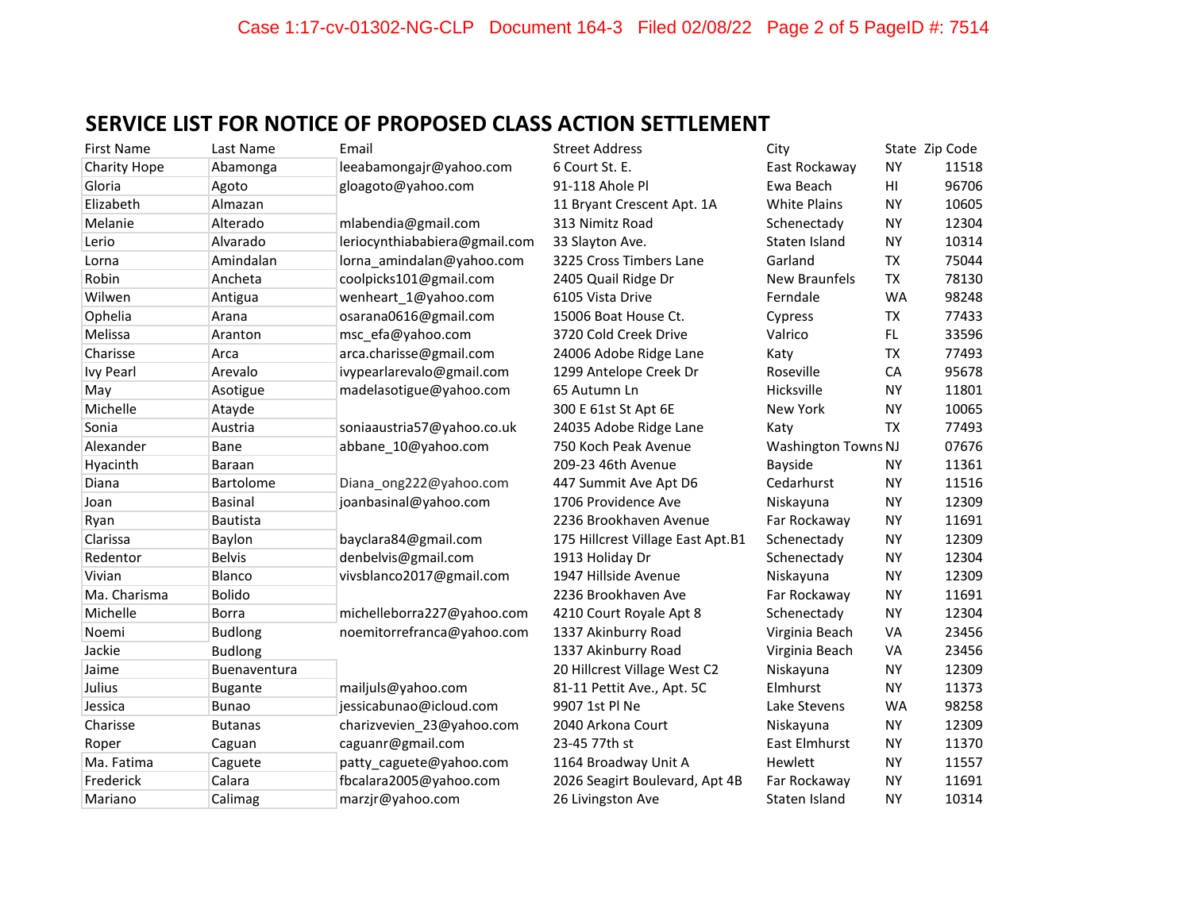# SERVICE LIST FOR NOTICE OF PROPOSED CLASS ACTION SETTLEMENT

| First Name | Last Name | Email | Street Address | City | State | Zip Code |
|---|---|---|---|---|---|---|
| Charity Hope | Abamonga | leeabamongajr@yahoo.com | 6 Court St. E. | East Rockaway | NY | 11518 |
| Gloria | Agoto | gloagoto@yahoo.com | 91-118 Ahole Pl | Ewa Beach | HI | 96706 |
| Elizabeth | Almazan | | 11 Bryant Crescent Apt. 1A | White Plains | NY | 10605 |
| Melanie | Alterado | mlabendia@gmail.com | 313 Nimitz Road | Schenectady | NY | 12304 |
| Lerio | Alvarado | leriocynthiababiera@gmail.com | 33 Slayton Ave. | Staten Island | NY | 10314 |
| Lorna | Amindalan | lorna_amindalan@yahoo.com | 3225 Cross Timbers Lane | Garland | TX | 75044 |
| Robin | Ancheta | coolpicks101@gmail.com | 2405 Quail Ridge Dr | New Braunfels | TX | 78130 |
| Wilwen | Antigua | wenheart_1@yahoo.com | 6105 Vista Drive | Ferndale | WA | 98248 |
| Ophelia | Arana | osarana0616@gmail.com | 15006 Boat House Ct. | Cypress | TX | 77433 |
| Melissa | Aranton | msc_efa@yahoo.com | 3720 Cold Creek Drive | Valrico | FL | 33596 |
| Charisse | Arca | arca.charisse@gmail.com | 24006 Adobe Ridge Lane | Katy | TX | 77493 |
| Ivy Pearl | Arevalo | ivypearlarevalo@gmail.com | 1299 Antelope Creek Dr | Roseville | CA | 95678 |
| May | Asotigue | madelasotigue@yahoo.com | 65 Autumn Ln | Hicksville | NY | 11801 |
| Michelle | Atayde | | 300 E 61st St Apt 6E | New York | NY | 10065 |
| Sonia | Austria | soniaaustria57@yahoo.co.uk | 24035 Adobe Ridge Lane | Katy | TX | 77493 |
| Alexander | Bane | abbane_10@yahoo.com | 750 Koch Peak Avenue | Washington Towns | NJ | 07676 |
| Hyacinth | Baraan | | 209-23 46th Avenue | Bayside | NY | 11361 |
| Diana | Bartolome | Diana_ong222@yahoo.com | 447 Summit Ave Apt D6 | Cedarhurst | NY | 11516 |
| Joan | Basinal | joanbasinal@yahoo.com | 1706 Providence Ave | Niskayuna | NY | 12309 |
| Ryan | Bautista | | 2236 Brookhaven Avenue | Far Rockaway | NY | 11691 |
| Clarissa | Baylon | bayclara84@gmail.com | 175 Hillcrest Village East Apt.B1 | Schenectady | NY | 12309 |
| Redentor | Belvis | denbelvis@gmail.com | 1913 Holiday Dr | Schenectady | NY | 12304 |
| Vivian | Blanco | vivsblanco2017@gmail.com | 1947 Hillside Avenue | Niskayuna | NY | 12309 |
| Ma. Charisma | Bolido | | 2236 Brookhaven Ave | Far Rockaway | NY | 11691 |
| Michelle | Borra | michelleborra227@yahoo.com | 4210 Court Royale Apt 8 | Schenectady | NY | 12304 |
| Noemi | Budlong | noemitorrefranca@yahoo.com | 1337 Akinburry Road | Virginia Beach | VA | 23456 |
| Jackie | Budlong | | 1337 Akinburry Road | Virginia Beach | VA | 23456 |
| Jaime | Buenaventura | | 20 Hillcrest Village West C2 | Niskayuna | NY | 12309 |
| Julius | Bugante | mailjuls@yahoo.com | 81-11 Pettit Ave., Apt. 5C | Elmhurst | NY | 11373 |
| Jessica | Bunao | jessicabunao@icloud.com | 9907 1st Pl Ne | Lake Stevens | WA | 98258 |
| Charisse | Butanas | charizvevien_23@yahoo.com | 2040 Arkona Court | Niskayuna | NY | 12309 |
| Roper | Caguan | caguanr@gmail.com | 23-45 77th st | East Elmhurst | NY | 11370 |
| Ma. Fatima | Caguete | patty_caguete@yahoo.com | 1164 Broadway Unit A | Hewlett | NY | 11557 |
| Frederick | Calara | fbcalara2005@yahoo.com | 2026 Seagirt Boulevard, Apt 4B | Far Rockaway | NY | 11691 |
| Mariano | Calimag | marzjr@yahoo.com | 26 Livingston Ave | Staten Island | NY | 10314 |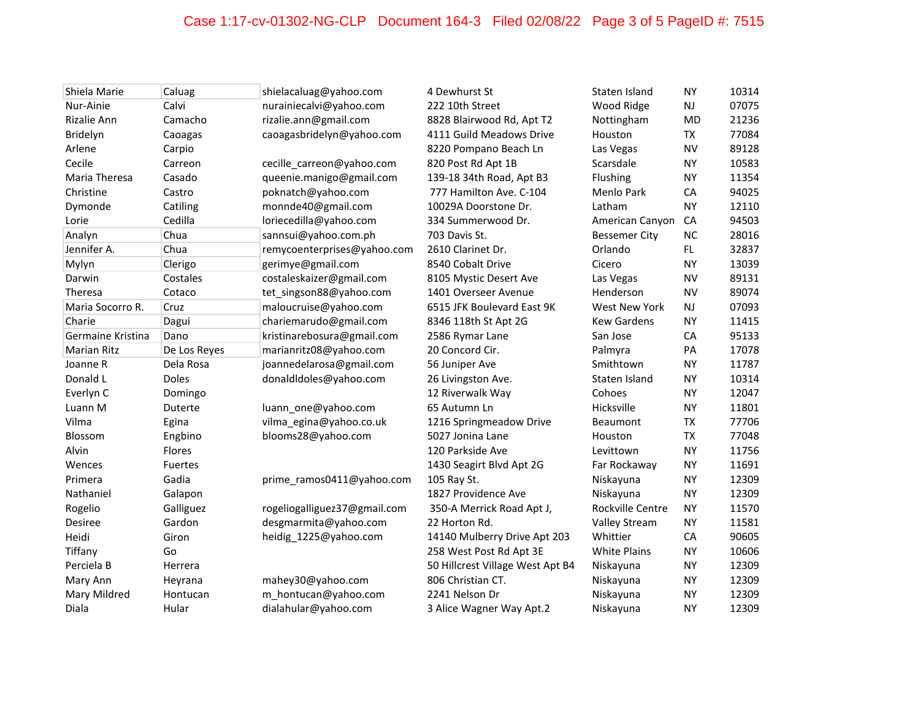| | | | | | | |
|---|---|---|---|---|---|---|
| Shiela Marie | Caluag | shielacaluag@yahoo.com | 4 Dewhurst St | Staten Island | NY | 10314 |
| Nur-Ainie | Calvi | nurainiecalvi@yahoo.com | 222 10th Street | Wood Ridge | NJ | 07075 |
| Rizalie Ann | Camacho | rizalie.ann@gmail.com | 8828 Blairwood Rd, Apt T2 | Nottingham | MD | 21236 |
| Bridelyn | Caoagas | caoagasbridelyn@yahoo.com | 4111 Guild Meadows Drive | Houston | TX | 77084 |
| Arlene | Carpio | | 8220 Pompano Beach Ln | Las Vegas | NV | 89128 |
| Cecile | Carreon | cecille_carreon@yahoo.com | 820 Post Rd Apt 1B | Scarsdale | NY | 10583 |
| Maria Theresa | Casado | queenie.manigo@gmail.com | 139-18 34th Road, Apt B3 | Flushing | NY | 11354 |
| Christine | Castro | poknatch@yahoo.com | 777 Hamilton Ave. C-104 | Menlo Park | CA | 94025 |
| Dymonde | Catiling | monnde40@gmail.com | 10029A Doorstone Dr. | Latham | NY | 12110 |
| Lorie | Cedilla | loriecedilla@yahoo.com | 334 Summerwood Dr. | American Canyon | CA | 94503 |
| Analyn | Chua | sannsui@yahoo.com.ph | 703 Davis St. | Bessemer City | NC | 28016 |
| Jennifer A. | Chua | remycoenterprises@yahoo.com | 2610 Clarinet Dr. | Orlando | FL | 32837 |
| Mylyn | Clerigo | gerimye@gmail.com | 8540 Cobalt Drive | Cicero | NY | 13039 |
| Darwin | Costales | costaleskaizer@gmail.com | 8105 Mystic Desert Ave | Las Vegas | NV | 89131 |
| Theresa | Cotaco | tet_singson88@yahoo.com | 1401 Overseer Avenue | Henderson | NV | 89074 |
| Maria Socorro R. | Cruz | maloucruise@yahoo.com | 6515 JFK Boulevard East 9K | West New York | NJ | 07093 |
| Charie | Dagui | chariemarudo@gmail.com | 8346 118th St Apt 2G | Kew Gardens | NY | 11415 |
| Germaine Kristina | Dano | kristinarebosura@gmail.com | 2586 Rymar Lane | San Jose | CA | 95133 |
| Marian Ritz | De Los Reyes | marianritz08@yahoo.com | 20 Concord Cir. | Palmyra | PA | 17078 |
| Joanne R | Dela Rosa | joannedelarosa@gmail.com | 56 Juniper Ave | Smithtown | NY | 11787 |
| Donald L | Doles | donaldldoles@yahoo.com | 26 Livingston Ave. | Staten Island | NY | 10314 |
| Everlyn C | Domingo | | 12 Riverwalk Way | Cohoes | NY | 12047 |
| Luann M | Duterte | luann_one@yahoo.com | 65 Autumn Ln | Hicksville | NY | 11801 |
| Vilma | Egina | vilma_egina@yahoo.co.uk | 1216 Springmeadow Drive | Beaumont | TX | 77706 |
| Blossom | Engbino | blooms28@yahoo.com | 5027 Jonina Lane | Houston | TX | 77048 |
| Alvin | Flores | | 120 Parkside Ave | Levittown | NY | 11756 |
| Wences | Fuertes | | 1430 Seagirt Blvd Apt 2G | Far Rockaway | NY | 11691 |
| Primera | Gadia | prime_ramos0411@yahoo.com | 105 Ray St. | Niskayuna | NY | 12309 |
| Nathaniel | Galapon | | 1827 Providence Ave | Niskayuna | NY | 12309 |
| Rogelio | Galliguez | rogeliogalliguez37@gmail.com | 350-A Merrick Road Apt J, | Rockville Centre | NY | 11570 |
| Desiree | Gardon | desgmarmita@yahoo.com | 22 Horton Rd. | Valley Stream | NY | 11581 |
| Heidi | Giron | heidig_1225@yahoo.com | 14140 Mulberry Drive Apt 203 | Whittier | CA | 90605 |
| Tiffany | Go | | 258 West Post Rd Apt 3E | White Plains | NY | 10606 |
| Perciela B | Herrera | | 50 Hillcrest Village West Apt B4 | Niskayuna | NY | 12309 |
| Mary Ann | Heyrana | mahey30@yahoo.com | 806 Christian CT. | Niskayuna | NY | 12309 |
| Mary Mildred | Hontucan | m_hontucan@yahoo.com | 2241 Nelson Dr | Niskayuna | NY | 12309 |
| Diala | Hular | dialahular@yahoo.com | 3 Alice Wagner Way Apt.2 | Niskayuna | NY | 12309 |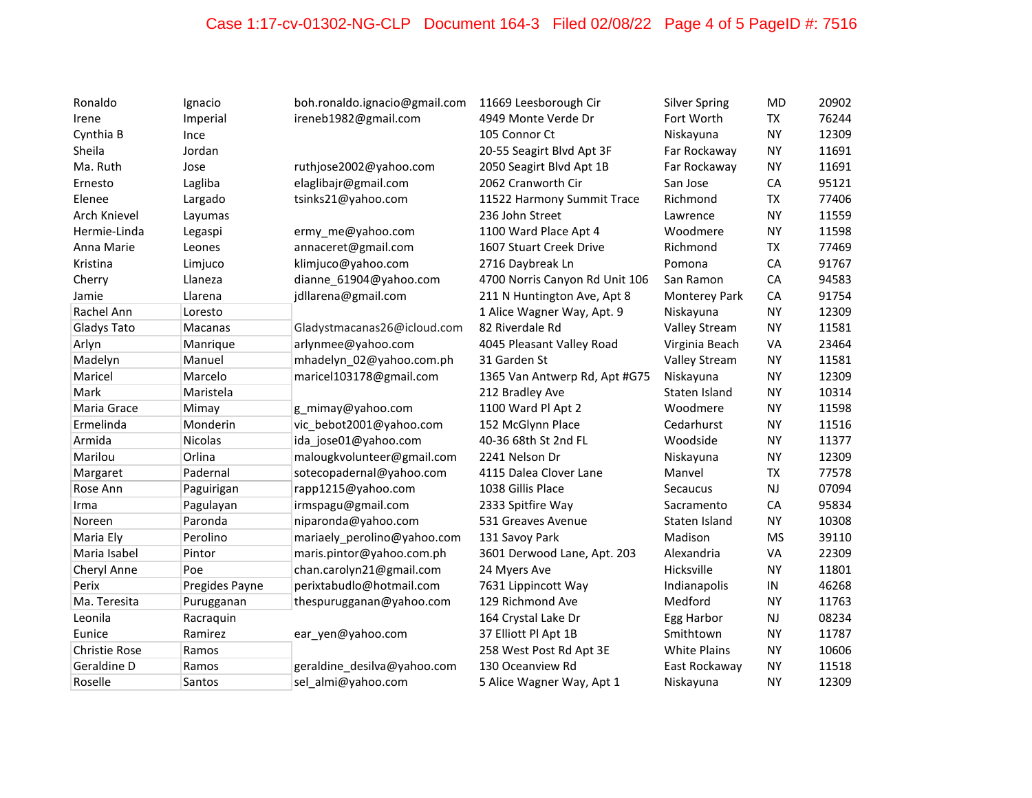| | | | | | | |
|---|---|---|---|---|---|---|
| Ronaldo | Ignacio | boh.ronaldo.ignacio@gmail.com | 11669 Leesborough Cir | Silver Spring | MD | 20902 |
| Irene | Imperial | ireneb1982@gmail.com | 4949 Monte Verde Dr | Fort Worth | TX | 76244 |
| Cynthia B | Ince | | 105 Connor Ct | Niskayuna | NY | 12309 |
| Sheila | Jordan | | 20-55 Seagirt Blvd Apt 3F | Far Rockaway | NY | 11691 |
| Ma. Ruth | Jose | ruthjose2002@yahoo.com | 2050 Seagirt Blvd Apt 1B | Far Rockaway | NY | 11691 |
| Ernesto | Lagliba | elaglibajr@gmail.com | 2062 Cranworth Cir | San Jose | CA | 95121 |
| Elenee | Largado | tsinks21@yahoo.com | 11522 Harmony Summit Trace | Richmond | TX | 77406 |
| Arch Knievel | Layumas | | 236 John Street | Lawrence | NY | 11559 |
| Hermie-Linda | Legaspi | ermy_me@yahoo.com | 1100 Ward Place Apt 4 | Woodmere | NY | 11598 |
| Anna Marie | Leones | annaceret@gmail.com | 1607 Stuart Creek Drive | Richmond | TX | 77469 |
| Kristina | Limjuco | klimjuco@yahoo.com | 2716 Daybreak Ln | Pomona | CA | 91767 |
| Cherry | Llaneza | dianne_61904@yahoo.com | 4700 Norris Canyon Rd Unit 106 | San Ramon | CA | 94583 |
| Jamie | Llarena | jdllarena@gmail.com | 211 N Huntington Ave, Apt 8 | Monterey Park | CA | 91754 |
| Rachel Ann | Loresto | | 1 Alice Wagner Way, Apt. 9 | Niskayuna | NY | 12309 |
| Gladys Tato | Macanas | Gladystmacanas26@icloud.com | 82 Riverdale Rd | Valley Stream | NY | 11581 |
| Arlyn | Manrique | arlynmee@yahoo.com | 4045 Pleasant Valley Road | Virginia Beach | VA | 23464 |
| Madelyn | Manuel | mhadelyn_02@yahoo.com.ph | 31 Garden St | Valley Stream | NY | 11581 |
| Maricel | Marcelo | maricel103178@gmail.com | 1365 Van Antwerp Rd, Apt #G75 | Niskayuna | NY | 12309 |
| Mark | Maristela | | 212 Bradley Ave | Staten Island | NY | 10314 |
| Maria Grace | Mimay | g_mimay@yahoo.com | 1100 Ward Pl Apt 2 | Woodmere | NY | 11598 |
| Ermelinda | Monderin | vic_bebot2001@yahoo.com | 152 McGlynn Place | Cedarhurst | NY | 11516 |
| Armida | Nicolas | ida_jose01@yahoo.com | 40-36 68th St 2nd FL | Woodside | NY | 11377 |
| Marilou | Orlina | malougkvolunteer@gmail.com | 2241 Nelson Dr | Niskayuna | NY | 12309 |
| Margaret | Padernal | sotecopadernal@yahoo.com | 4115 Dalea Clover Lane | Manvel | TX | 77578 |
| Rose Ann | Paguirigan | rapp1215@yahoo.com | 1038 Gillis Place | Secaucus | NJ | 07094 |
| Irma | Pagulayan | irmspagu@gmail.com | 2333 Spitfire Way | Sacramento | CA | 95834 |
| Noreen | Paronda | niparonda@yahoo.com | 531 Greaves Avenue | Staten Island | NY | 10308 |
| Maria Ely | Perolino | mariaely_perolino@yahoo.com | 131 Savoy Park | Madison | MS | 39110 |
| Maria Isabel | Pintor | maris.pintor@yahoo.com.ph | 3601 Derwood Lane, Apt. 203 | Alexandria | VA | 22309 |
| Cheryl Anne | Poe | chan.carolyn21@gmail.com | 24 Myers Ave | Hicksville | NY | 11801 |
| Perix | Pregides Payne | perixtabudlo@hotmail.com | 7631 Lippincott Way | Indianapolis | IN | 46268 |
| Ma. Teresita | Purugganan | thespurugganan@yahoo.com | 129 Richmond Ave | Medford | NY | 11763 |
| Leonila | Racraquin | | 164 Crystal Lake Dr | Egg Harbor | NJ | 08234 |
| Eunice | Ramirez | ear_yen@yahoo.com | 37 Elliott Pl Apt 1B | Smithtown | NY | 11787 |
| Christie Rose | Ramos | | 258 West Post Rd Apt 3E | White Plains | NY | 10606 |
| Geraldine D | Ramos | geraldine_desilva@yahoo.com | 130 Oceanview Rd | East Rockaway | NY | 11518 |
| Roselle | Santos | sel_almi@yahoo.com | 5 Alice Wagner Way, Apt 1 | Niskayuna | NY | 12309 |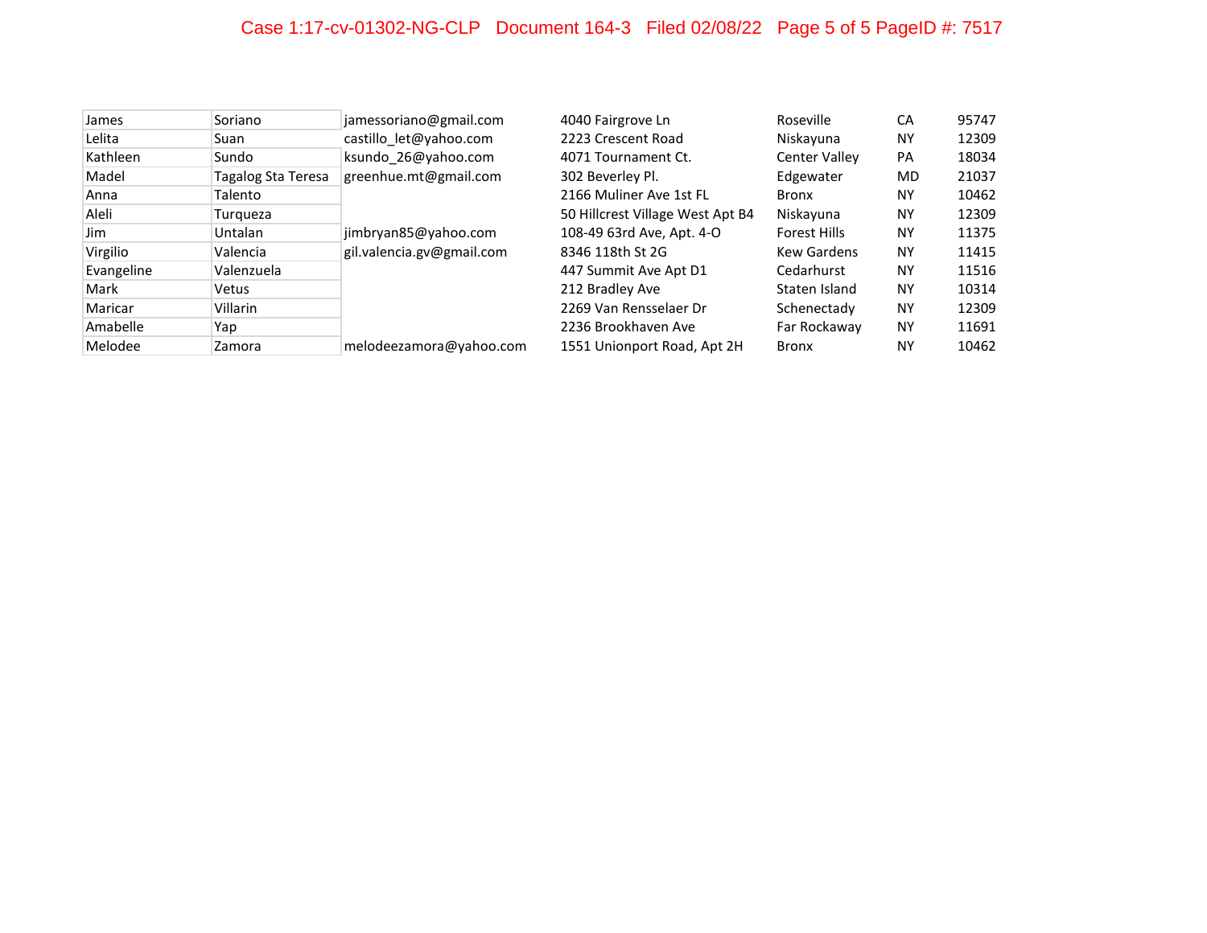| James | Soriano | jamessoriano@gmail.com | 4040 Fairgrove Ln | Roseville | CA | 95747 |
|---|---|---|---|---|---|---|
| Lelita | Suan | castillo_let@yahoo.com | 2223 Crescent Road | Niskayuna | NY | 12309 |
| Kathleen | Sundo | ksundo_26@yahoo.com | 4071 Tournament Ct. | Center Valley | PA | 18034 |
| Madel | Tagalog Sta Teresa | greenhue.mt@gmail.com | 302 Beverley Pl. | Edgewater | MD | 21037 |
| Anna | Talento | | 2166 Muliner Ave 1st FL | Bronx | NY | 10462 |
| Aleli | Turqueza | | 50 Hillcrest Village West Apt B4 | Niskayuna | NY | 12309 |
| Jim | Untalan | jimbryan85@yahoo.com | 108-49 63rd Ave, Apt. 4-O | Forest Hills | NY | 11375 |
| Virgilio | Valencia | gil.valencia.gv@gmail.com | 8346 118th St 2G | Kew Gardens | NY | 11415 |
| Evangeline | Valenzuela | | 447 Summit Ave Apt D1 | Cedarhurst | NY | 11516 |
| Mark | Vetus | | 212 Bradley Ave | Staten Island | NY | 10314 |
| Maricar | Villarin | | 2269 Van Rensselaer Dr | Schenectady | NY | 12309 |
| Amabelle | Yap | | 2236 Brookhaven Ave | Far Rockaway | NY | 11691 |
| Melodee | Zamora | melodeezamora@yahoo.com | 1551 Unionport Road, Apt 2H | Bronx | NY | 10462 |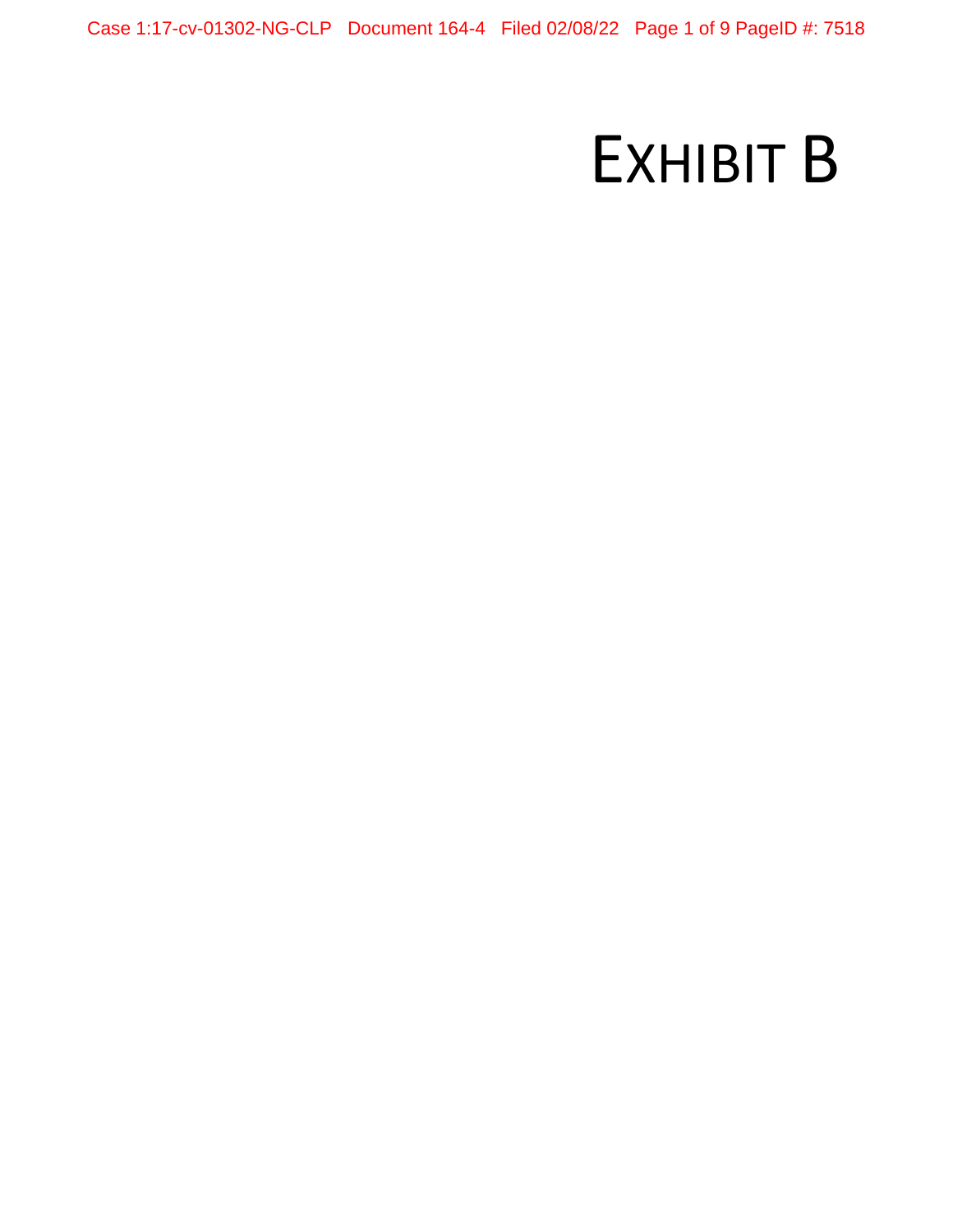# EXHIBIT B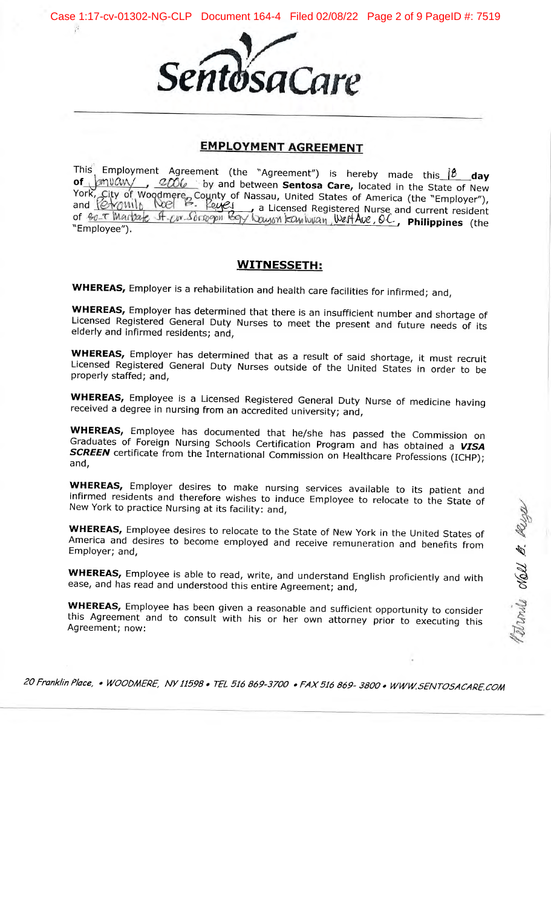SentosaCare

## EMPLOYMENT AGREEMENT

This Employment Agreement (the "Agreement") is hereby made this 18 day of January, 2006 by and between **Sentosa Care,** located in the State of New York, City of Woodmere, County of Nassau, United States of America (the "Employer"), and Petronilo Noel B. Reyes, a Licensed Registered Nurse and current resident of 60-T Marbate St. cor. Sorsogon Bgy Bayan Kanluran, West Ave, Q.C., **Philippines** (the "Employee").

### WITNESSETH:

**WHEREAS,** Employer is a rehabilitation and health care facilities for infirmed; and,

**WHEREAS,** Employer has determined that there is an insufficient number and shortage of Licensed Registered General Duty Nurses to meet the present and future needs of its elderly and infirmed residents; and,

**WHEREAS,** Employer has determined that as a result of said shortage, it must recruit Licensed Registered General Duty Nurses outside of the United States in order to be properly staffed; and,

**WHEREAS,** Employee is a Licensed Registered General Duty Nurse of medicine having received a degree in nursing from an accredited university; and,

**WHEREAS,** Employee has documented that he/she has passed the Commission on Graduates of Foreign Nursing Schools Certification Program and has obtained a ***VISA SCREEN*** certificate from the International Commission on Healthcare Professions (ICHP); and,

**WHEREAS,** Employer desires to make nursing services available to its patient and infirmed residents and therefore wishes to induce Employee to relocate to the State of New York to practice Nursing at its facility: and,

**WHEREAS,** Employee desires to relocate to the State of New York in the United States of America and desires to become employed and receive remuneration and benefits from Employer; and,

**WHEREAS,** Employee is able to read, write, and understand English proficiently and with ease, and has read and understood this entire Agreement; and,

**WHEREAS,** Employee has been given a reasonable and sufficient opportunity to consider this Agreement and to consult with his or her own attorney prior to executing this Agreement; now:

*20 Franklin Place, • WOODMERE, NY 11598 • TEL 516 869-3700 • FAX 516 869- 3800 • WWW.SENTOSACARE.COM*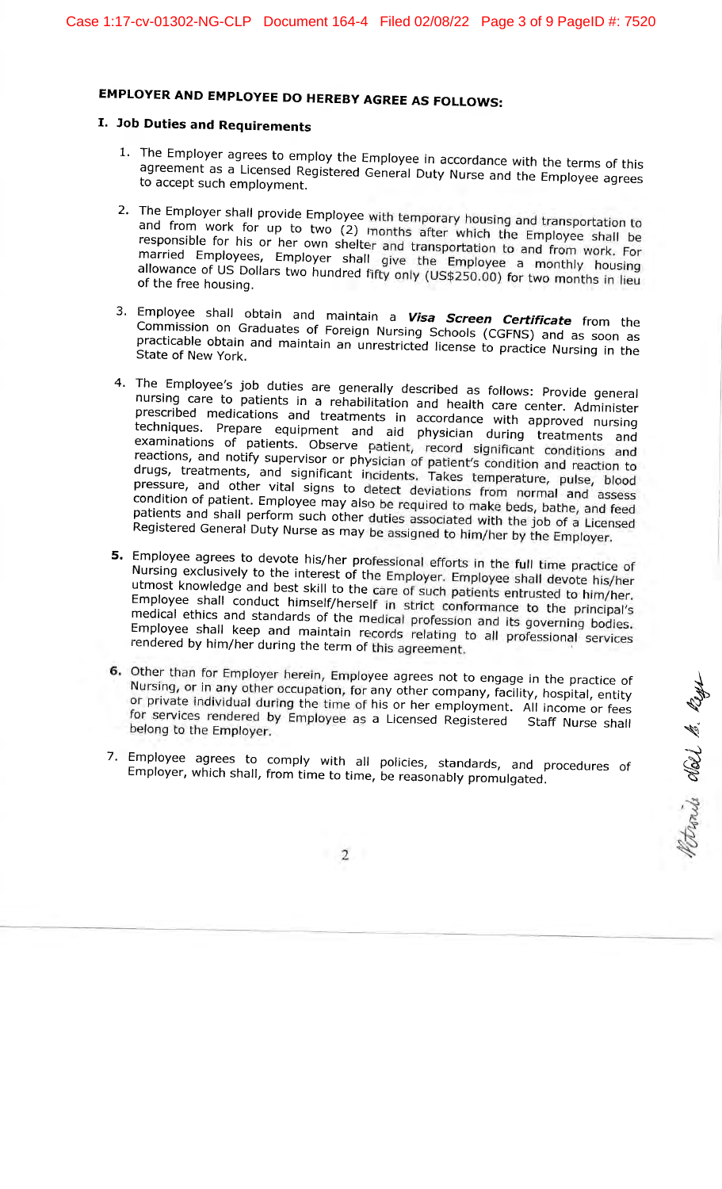## EMPLOYER AND EMPLOYEE DO HEREBY AGREE AS FOLLOWS:

### I. Job Duties and Requirements

1. The Employer agrees to employ the Employee in accordance with the terms of this agreement as a Licensed Registered General Duty Nurse and the Employee agrees to accept such employment.

2. The Employer shall provide Employee with temporary housing and transportation to and from work for up to two (2) months after which the Employee shall be responsible for his or her own shelter and transportation to and from work. For married Employees, Employer shall give the Employee a monthly housing allowance of US Dollars two hundred fifty only (US$250.00) for two months in lieu of the free housing.

3. Employee shall obtain and maintain a ***Visa Screen Certificate*** from the Commission on Graduates of Foreign Nursing Schools (CGFNS) and as soon as practicable obtain and maintain an unrestricted license to practice Nursing in the State of New York.

4. The Employee's job duties are generally described as follows: Provide general nursing care to patients in a rehabilitation and health care center. Administer prescribed medications and treatments in accordance with approved nursing techniques. Prepare equipment and aid physician during treatments and examinations of patients. Observe patient, record significant conditions and reactions, and notify supervisor or physician of patient's condition and reaction to drugs, treatments, and significant incidents. Takes temperature, pulse, blood pressure, and other vital signs to detect deviations from normal and assess condition of patient. Employee may also be required to make beds, bathe, and feed patients and shall perform such other duties associated with the job of a Licensed Registered General Duty Nurse as may be assigned to him/her by the Employer.

5. Employee agrees to devote his/her professional efforts in the full time practice of Nursing exclusively to the interest of the Employer. Employee shall devote his/her utmost knowledge and best skill to the care of such patients entrusted to him/her. Employee shall conduct himself/herself in strict conformance to the principal's medical ethics and standards of the medical profession and its governing bodies. Employee shall keep and maintain records relating to all professional services rendered by him/her during the term of this agreement.

6. Other than for Employer herein, Employee agrees not to engage in the practice of Nursing, or in any other occupation, for any other company, facility, hospital, entity or private individual during the time of his or her employment. All income or fees for services rendered by Employee as a Licensed Registered Staff Nurse shall belong to the Employer.

7. Employee agrees to comply with all policies, standards, and procedures of Employer, which shall, from time to time, be reasonably promulgated.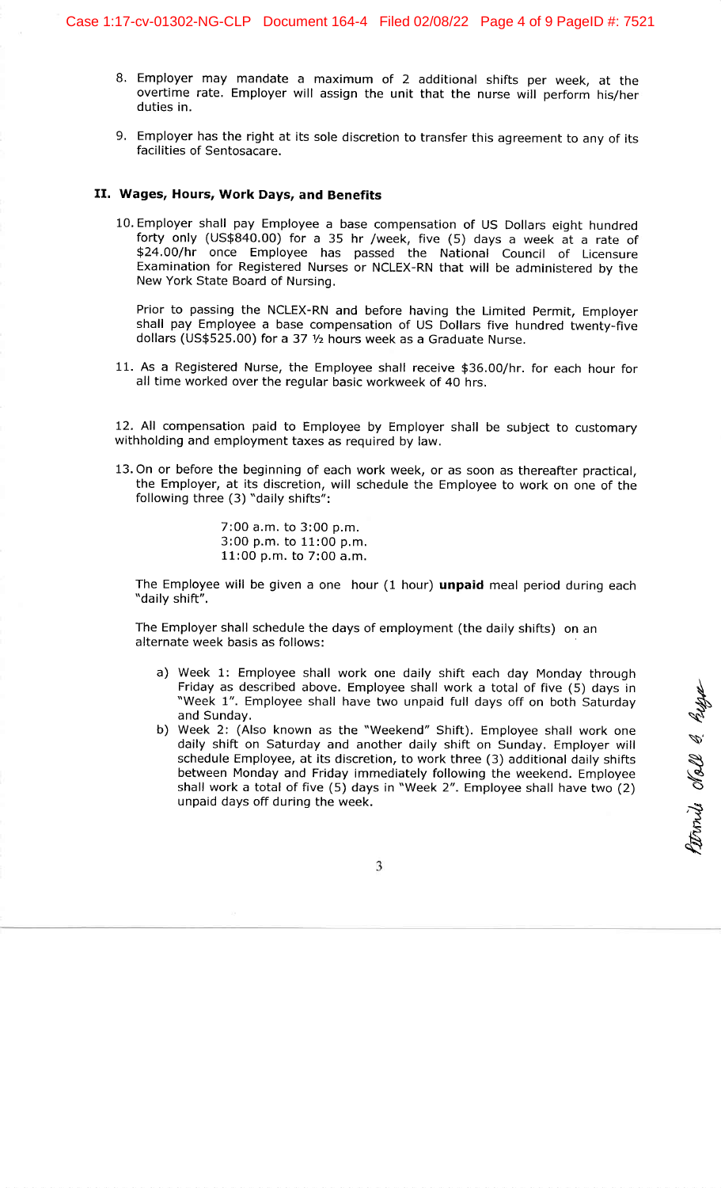8. Employer may mandate a maximum of 2 additional shifts per week, at the overtime rate. Employer will assign the unit that the nurse will perform his/her duties in.

9. Employer has the right at its sole discretion to transfer this agreement to any of its facilities of Sentosacare.

## II. Wages, Hours, Work Days, and Benefits

10. Employer shall pay Employee a base compensation of US Dollars eight hundred forty only (US$840.00) for a 35 hr /week, five (5) days a week at a rate of $24.00/hr once Employee has passed the National Council of Licensure Examination for Registered Nurses or NCLEX-RN that will be administered by the New York State Board of Nursing.

    Prior to passing the NCLEX-RN and before having the Limited Permit, Employer shall pay Employee a base compensation of US Dollars five hundred twenty-five dollars (US$525.00) for a 37 ½ hours week as a Graduate Nurse.

11. As a Registered Nurse, the Employee shall receive $36.00/hr. for each hour for all time worked over the regular basic workweek of 40 hrs.

12. All compensation paid to Employee by Employer shall be subject to customary withholding and employment taxes as required by law.

13. On or before the beginning of each work week, or as soon as thereafter practical, the Employer, at its discretion, will schedule the Employee to work on one of the following three (3) "daily shifts":

    7:00 a.m. to 3:00 p.m.
    3:00 p.m. to 11:00 p.m.
    11:00 p.m. to 7:00 a.m.

    The Employee will be given a one hour (1 hour) **unpaid** meal period during each "daily shift".

    The Employer shall schedule the days of employment (the daily shifts) on an alternate week basis as follows:

    a) Week 1: Employee shall work one daily shift each day Monday through Friday as described above. Employee shall work a total of five (5) days in "Week 1". Employee shall have two unpaid full days off on both Saturday and Sunday.
    b) Week 2: (Also known as the "Weekend" Shift). Employee shall work one daily shift on Saturday and another daily shift on Sunday. Employer will schedule Employee, at its discretion, to work three (3) additional daily shifts between Monday and Friday immediately following the weekend. Employee shall work a total of five (5) days in "Week 2". Employee shall have two (2) unpaid days off during the week.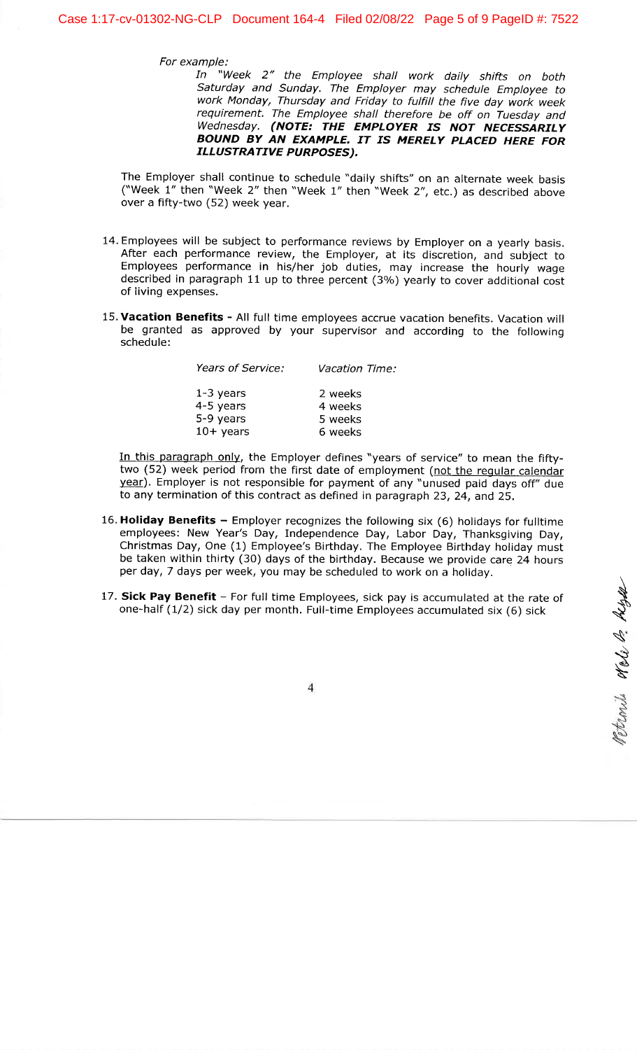*For example:*

*In "Week 2" the Employee shall work daily shifts on both Saturday and Sunday. The Employer may schedule Employee to work Monday, Thursday and Friday to fulfill the five day work week requirement. The Employee shall therefore be off on Tuesday and Wednesday.* ***(NOTE: THE EMPLOYER IS NOT NECESSARILY BOUND BY AN EXAMPLE. IT IS MERELY PLACED HERE FOR ILLUSTRATIVE PURPOSES).***

The Employer shall continue to schedule "daily shifts" on an alternate week basis ("Week 1" then "Week 2" then "Week 1" then "Week 2", etc.) as described above over a fifty-two (52) week year.

14. Employees will be subject to performance reviews by Employer on a yearly basis. After each performance review, the Employer, at its discretion, and subject to Employees performance in his/her job duties, may increase the hourly wage described in paragraph 11 up to three percent (3%) yearly to cover additional cost of living expenses.

15. **Vacation Benefits -** All full time employees accrue vacation benefits. Vacation will be granted as approved by your supervisor and according to the following schedule:

| *Years of Service:* | *Vacation Time:* |
|---|---|
| 1-3 years | 2 weeks |
| 4-5 years | 4 weeks |
| 5-9 years | 5 weeks |
| 10+ years | 6 weeks |

In this paragraph only, the Employer defines "years of service" to mean the fifty-two (52) week period from the first date of employment (not the regular calendar year). Employer is not responsible for payment of any "unused paid days off" due to any termination of this contract as defined in paragraph 23, 24, and 25.

16. **Holiday Benefits –** Employer recognizes the following six (6) holidays for fulltime employees: New Year's Day, Independence Day, Labor Day, Thanksgiving Day, Christmas Day, One (1) Employee's Birthday. The Employee Birthday holiday must be taken within thirty (30) days of the birthday. Because we provide care 24 hours per day, 7 days per week, you may be scheduled to work on a holiday.

17. **Sick Pay Benefit** – For full time Employees, sick pay is accumulated at the rate of one-half (1/2) sick day per month. Full-time Employees accumulated six (6) sick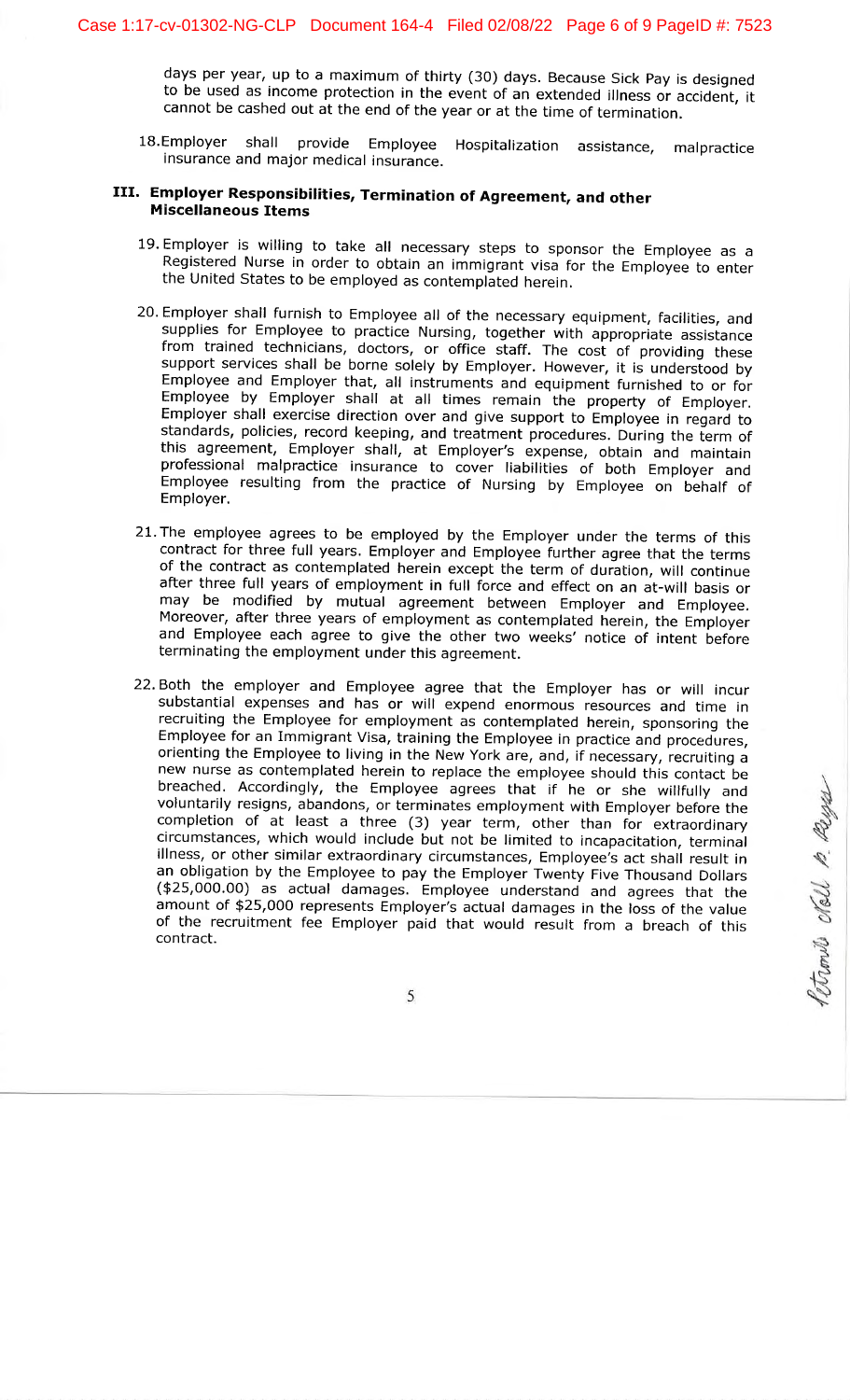days per year, up to a maximum of thirty (30) days. Because Sick Pay is designed to be used as income protection in the event of an extended illness or accident, it cannot be cashed out at the end of the year or at the time of termination.

18. Employer shall provide Employee Hospitalization assistance, malpractice insurance and major medical insurance.

### III. Employer Responsibilities, Termination of Agreement, and other Miscellaneous Items

19. Employer is willing to take all necessary steps to sponsor the Employee as a Registered Nurse in order to obtain an immigrant visa for the Employee to enter the United States to be employed as contemplated herein.

20. Employer shall furnish to Employee all of the necessary equipment, facilities, and supplies for Employee to practice Nursing, together with appropriate assistance from trained technicians, doctors, or office staff. The cost of providing these support services shall be borne solely by Employer. However, it is understood by Employee and Employer that, all instruments and equipment furnished to or for Employee by Employer shall at all times remain the property of Employer. Employer shall exercise direction over and give support to Employee in regard to standards, policies, record keeping, and treatment procedures. During the term of this agreement, Employer shall, at Employer's expense, obtain and maintain professional malpractice insurance to cover liabilities of both Employer and Employee resulting from the practice of Nursing by Employee on behalf of Employer.

21. The employee agrees to be employed by the Employer under the terms of this contract for three full years. Employer and Employee further agree that the terms of the contract as contemplated herein except the term of duration, will continue after three full years of employment in full force and effect on an at-will basis or may be modified by mutual agreement between Employer and Employee. Moreover, after three years of employment as contemplated herein, the Employer and Employee each agree to give the other two weeks' notice of intent before terminating the employment under this agreement.

22. Both the employer and Employee agree that the Employer has or will incur substantial expenses and has or will expend enormous resources and time in recruiting the Employee for employment as contemplated herein, sponsoring the Employee for an Immigrant Visa, training the Employee in practice and procedures, orienting the Employee to living in the New York are, and, if necessary, recruiting a new nurse as contemplated herein to replace the employee should this contact be breached. Accordingly, the Employee agrees that if he or she willfully and voluntarily resigns, abandons, or terminates employment with Employer before the completion of at least a three (3) year term, other than for extraordinary circumstances, which would include but not be limited to incapacitation, terminal illness, or other similar extraordinary circumstances, Employee's act shall result in an obligation by the Employee to pay the Employer Twenty Five Thousand Dollars ($25,000.00) as actual damages. Employee understand and agrees that the amount of $25,000 represents Employer's actual damages in the loss of the value of the recruitment fee Employer paid that would result from a breach of this contract.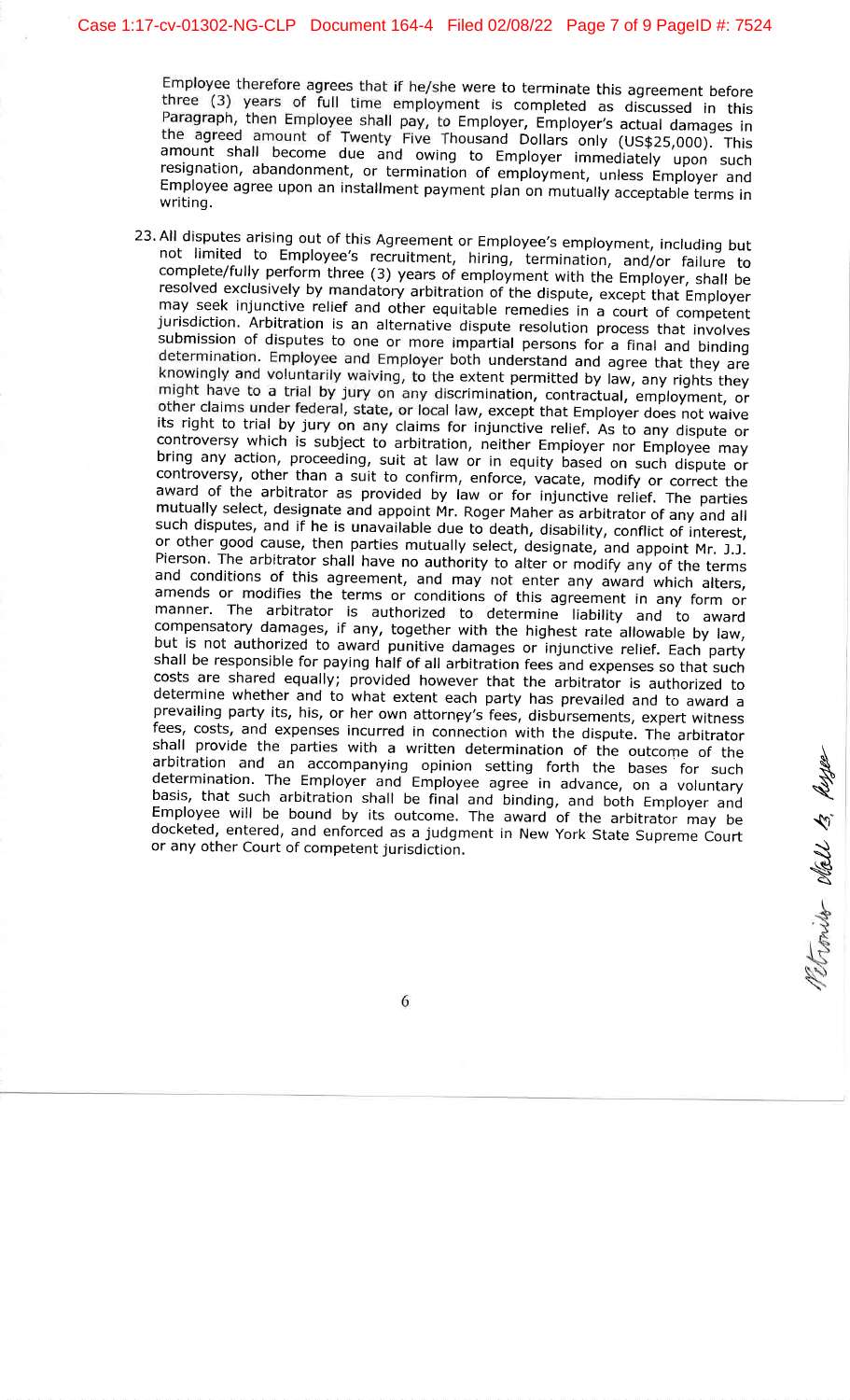Employee therefore agrees that if he/she were to terminate this agreement before three (3) years of full time employment is completed as discussed in this Paragraph, then Employee shall pay, to Employer, Employer's actual damages in the agreed amount of Twenty Five Thousand Dollars only (US$25,000). This amount shall become due and owing to Employer immediately upon such resignation, abandonment, or termination of employment, unless Employer and Employee agree upon an installment payment plan on mutually acceptable terms in writing.

23. All disputes arising out of this Agreement or Employee's employment, including but not limited to Employee's recruitment, hiring, termination, and/or failure to complete/fully perform three (3) years of employment with the Employer, shall be resolved exclusively by mandatory arbitration of the dispute, except that Employer may seek injunctive relief and other equitable remedies in a court of competent jurisdiction. Arbitration is an alternative dispute resolution process that involves submission of disputes to one or more impartial persons for a final and binding determination. Employee and Employer both understand and agree that they are knowingly and voluntarily waiving, to the extent permitted by law, any rights they might have to a trial by jury on any discrimination, contractual, employment, or other claims under federal, state, or local law, except that Employer does not waive its right to trial by jury on any claims for injunctive relief. As to any dispute or controversy which is subject to arbitration, neither Employer nor Employee may bring any action, proceeding, suit at law or in equity based on such dispute or controversy, other than a suit to confirm, enforce, vacate, modify or correct the award of the arbitrator as provided by law or for injunctive relief. The parties mutually select, designate and appoint Mr. Roger Maher as arbitrator of any and all such disputes, and if he is unavailable due to death, disability, conflict of interest, or other good cause, then parties mutually select, designate, and appoint Mr. J.J. Pierson. The arbitrator shall have no authority to alter or modify any of the terms and conditions of this agreement, and may not enter any award which alters, amends or modifies the terms or conditions of this agreement in any form or manner. The arbitrator is authorized to determine liability and to award compensatory damages, if any, together with the highest rate allowable by law, but is not authorized to award punitive damages or injunctive relief. Each party shall be responsible for paying half of all arbitration fees and expenses so that such costs are shared equally; provided however that the arbitrator is authorized to determine whether and to what extent each party has prevailed and to award a prevailing party its, his, or her own attorney's fees, disbursements, expert witness fees, costs, and expenses incurred in connection with the dispute. The arbitrator shall provide the parties with a written determination of the outcome of the arbitration and an accompanying opinion setting forth the bases for such determination. The Employer and Employee agree in advance, on a voluntary basis, that such arbitration shall be final and binding, and both Employer and Employee will be bound by its outcome. The award of the arbitrator may be docketed, entered, and enforced as a judgment in New York State Supreme Court or any other Court of competent jurisdiction.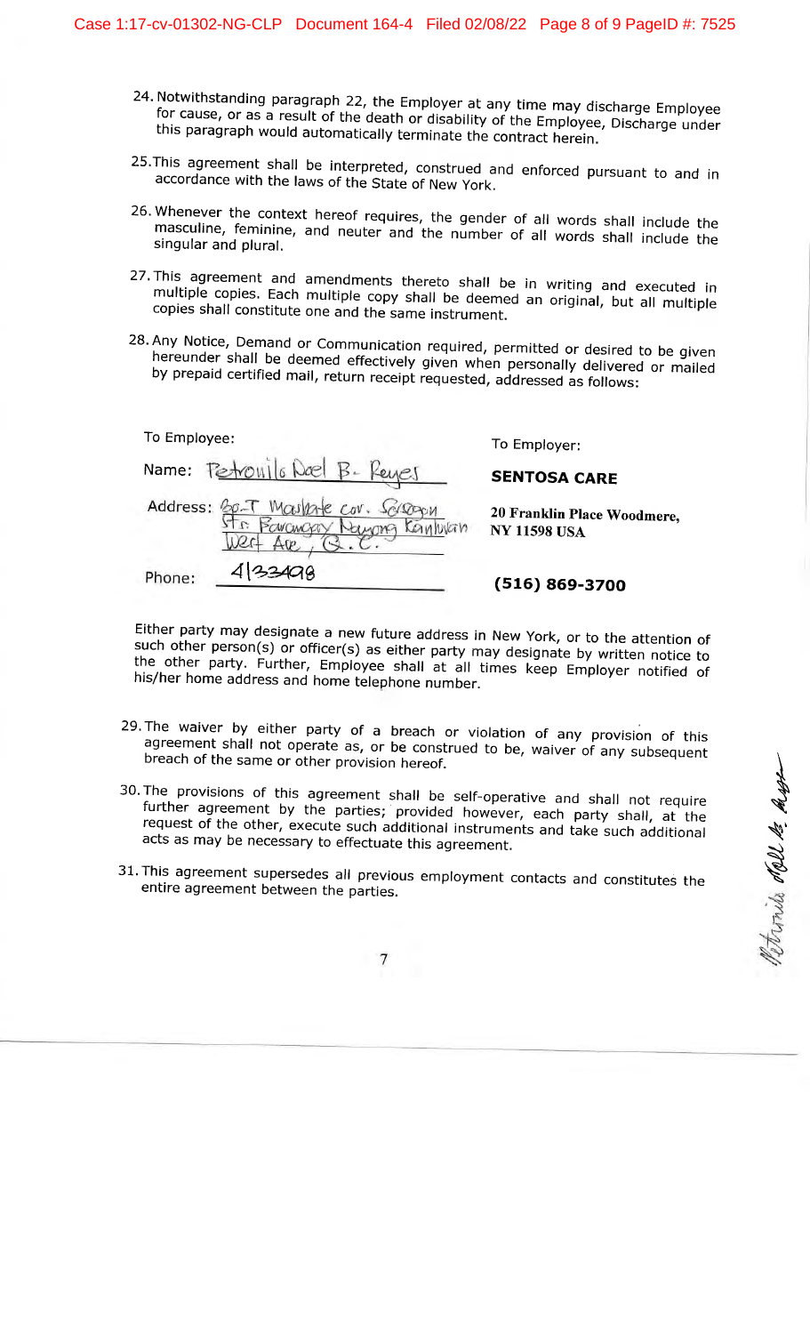24. Notwithstanding paragraph 22, the Employer at any time may discharge Employee for cause, or as a result of the death or disability of the Employee, Discharge under this paragraph would automatically terminate the contract herein.

25. This agreement shall be interpreted, construed and enforced pursuant to and in accordance with the laws of the State of New York.

26. Whenever the context hereof requires, the gender of all words shall include the masculine, feminine, and neuter and the number of all words shall include the singular and plural.

27. This agreement and amendments thereto shall be in writing and executed in multiple copies. Each multiple copy shall be deemed an original, but all multiple copies shall constitute one and the same instrument.

28. Any Notice, Demand or Communication required, permitted or desired to be given hereunder shall be deemed effectively given when personally delivered or mailed by prepaid certified mail, return receipt requested, addressed as follows:

To Employee:

Name: Petronilo Noel B. Reyes

Address: 80-T Marble cor. Saragon St. Barangay Nayong Kanluran West Ave., Q.C.

Phone: 4133498

To Employer:

**SENTOSA CARE**

**20 Franklin Place Woodmere, NY 11598 USA**

**(516) 869-3700**

Either party may designate a new future address in New York, or to the attention of such other person(s) or officer(s) as either party may designate by written notice to the other party. Further, Employee shall at all times keep Employer notified of his/her home address and home telephone number.

29. The waiver by either party of a breach or violation of any provision of this agreement shall not operate as, or be construed to be, waiver of any subsequent breach of the same or other provision hereof.

30. The provisions of this agreement shall be self-operative and shall not require further agreement by the parties; provided however, each party shall, at the request of the other, execute such additional instruments and take such additional acts as may be necessary to effectuate this agreement.

31. This agreement supersedes all previous employment contacts and constitutes the entire agreement between the parties.

Petronilo Noel B. Reyes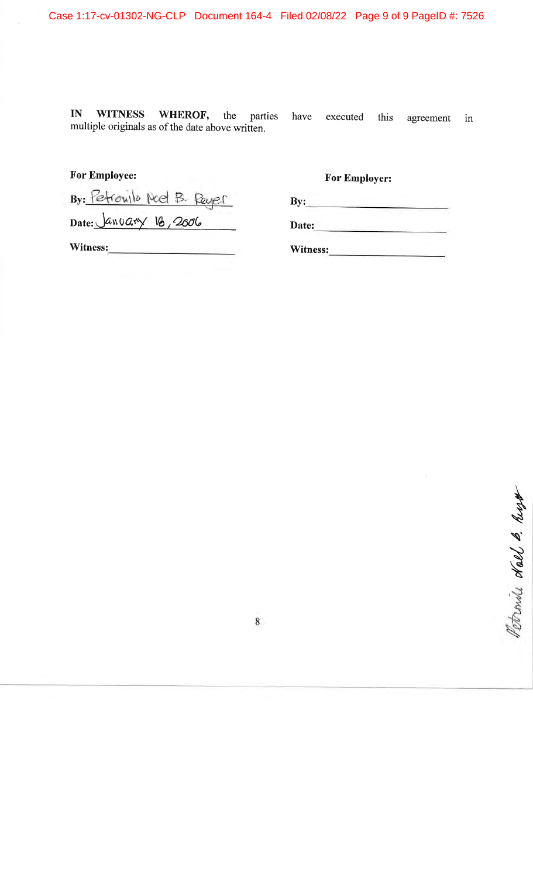**IN WITNESS WHEROF,** the parties have executed this agreement in multiple originals as of the date above written.

| | |
|---|---|
| **For Employee:** | **For Employer:** |
| **By:** Petronilo Noel B. Reyes | **By:** ______________________ |
| **Date:** January 18, 2006 | **Date:** ______________________ |
| **Witness:** ______________________ | **Witness:** ______________________ |

Petronilo Noel B. Reyes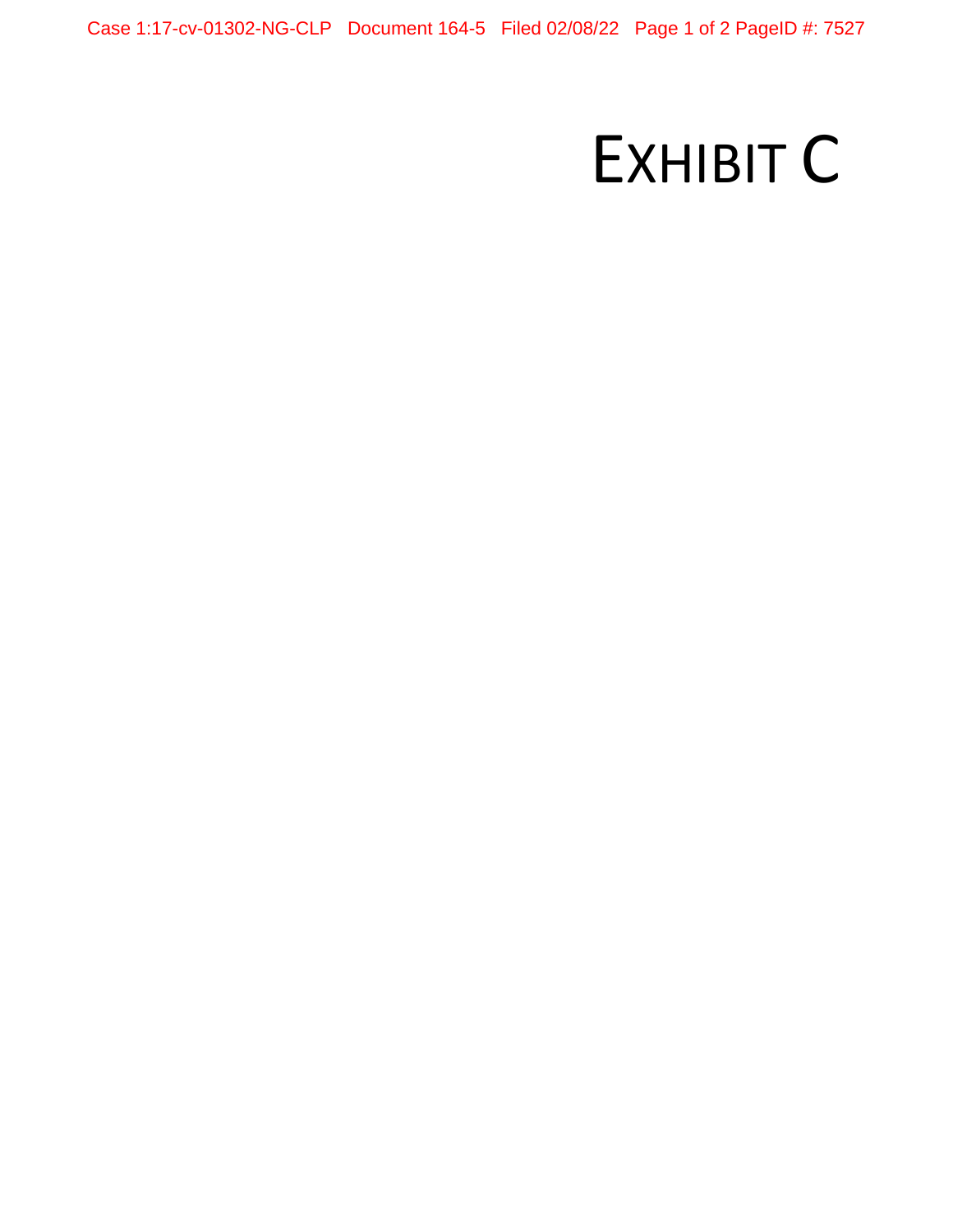# EXHIBIT C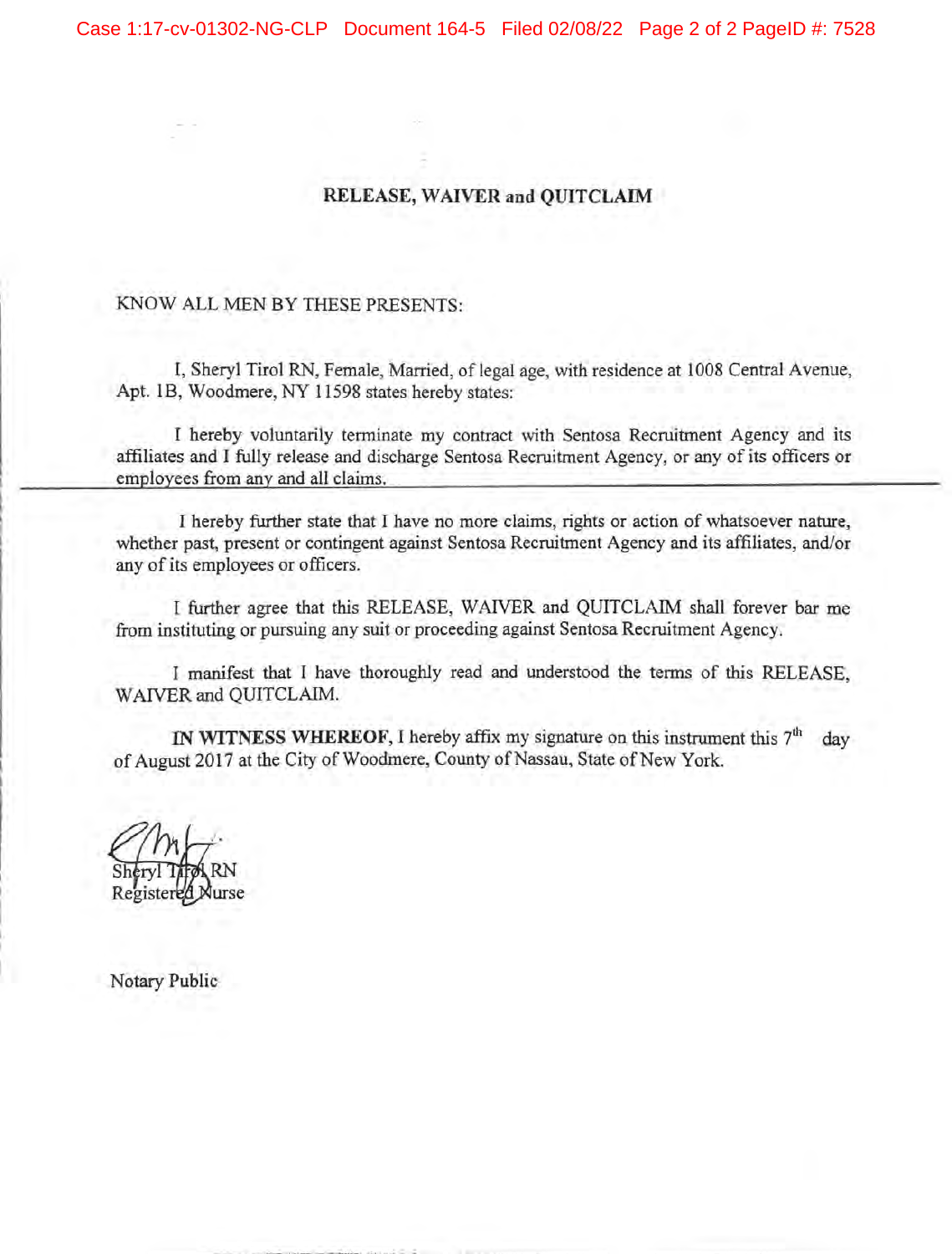# RELEASE, WAIVER and QUITCLAIM

KNOW ALL MEN BY THESE PRESENTS:

I, Sheryl Tirol RN, Female, Married, of legal age, with residence at 1008 Central Avenue, Apt. 1B, Woodmere, NY 11598 states hereby states:

I hereby voluntarily terminate my contract with Sentosa Recruitment Agency and its affiliates and I fully release and discharge Sentosa Recruitment Agency, or any of its officers or employees from any and all claims.

I hereby further state that I have no more claims, rights or action of whatsoever nature, whether past, present or contingent against Sentosa Recruitment Agency and its affiliates, and/or any of its employees or officers.

I further agree that this RELEASE, WAIVER and QUITCLAIM shall forever bar me from instituting or pursuing any suit or proceeding against Sentosa Recruitment Agency.

I manifest that I have thoroughly read and understood the terms of this RELEASE, WAIVER and QUITCLAIM.

**IN WITNESS WHEREOF,** I hereby affix my signature on this instrument this 7th day of August 2017 at the City of Woodmere, County of Nassau, State of New York.

Sheryl Tirol RN
Registered Nurse

Notary Public